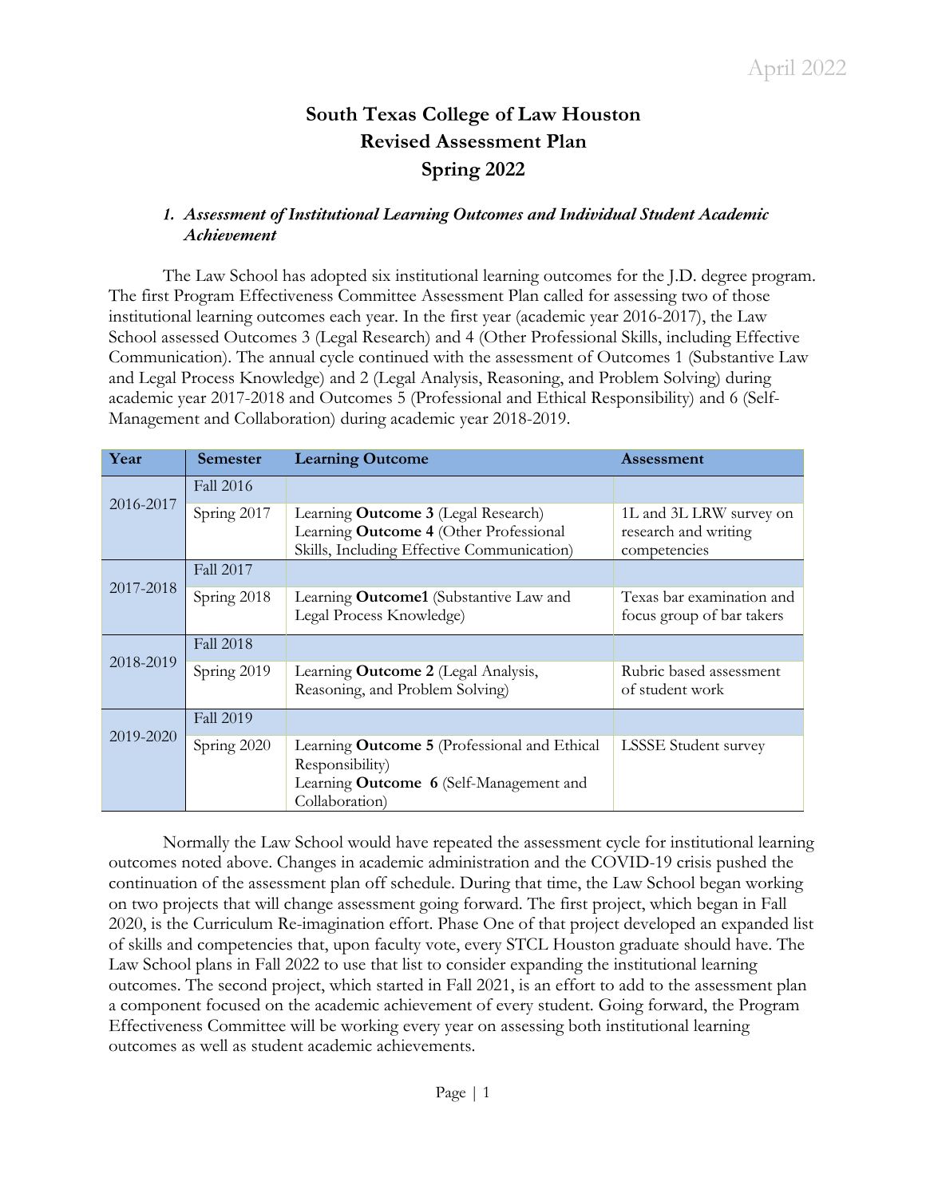# South Texas College of Law Houston
# Revised Assessment Plan
# Spring 2022

### 1. *Assessment of Institutional Learning Outcomes and Individual Student Academic Achievement*

The Law School has adopted six institutional learning outcomes for the J.D. degree program. The first Program Effectiveness Committee Assessment Plan called for assessing two of those institutional learning outcomes each year. In the first year (academic year 2016-2017), the Law School assessed Outcomes 3 (Legal Research) and 4 (Other Professional Skills, including Effective Communication). The annual cycle continued with the assessment of Outcomes 1 (Substantive Law and Legal Process Knowledge) and 2 (Legal Analysis, Reasoning, and Problem Solving) during academic year 2017-2018 and Outcomes 5 (Professional and Ethical Responsibility) and 6 (Self-Management and Collaboration) during academic year 2018-2019.

| Year | Semester | Learning Outcome | Assessment |
|---|---|---|---|
| 2016-2017 | Fall 2016 | | |
| | Spring 2017 | Learning **Outcome 3** (Legal Research)<br>Learning **Outcome 4** (Other Professional Skills, Including Effective Communication) | 1L and 3L LRW survey on research and writing competencies |
| 2017-2018 | Fall 2017 | | |
| | Spring 2018 | Learning **Outcome1** (Substantive Law and Legal Process Knowledge) | Texas bar examination and focus group of bar takers |
| 2018-2019 | Fall 2018 | | |
| | Spring 2019 | Learning **Outcome 2** (Legal Analysis, Reasoning, and Problem Solving) | Rubric based assessment of student work |
| 2019-2020 | Fall 2019 | | |
| | Spring 2020 | Learning **Outcome 5** (Professional and Ethical Responsibility)<br>Learning **Outcome 6** (Self-Management and Collaboration) | LSSSE Student survey |

Normally the Law School would have repeated the assessment cycle for institutional learning outcomes noted above. Changes in academic administration and the COVID-19 crisis pushed the continuation of the assessment plan off schedule. During that time, the Law School began working on two projects that will change assessment going forward. The first project, which began in Fall 2020, is the Curriculum Re-imagination effort. Phase One of that project developed an expanded list of skills and competencies that, upon faculty vote, every STCL Houston graduate should have. The Law School plans in Fall 2022 to use that list to consider expanding the institutional learning outcomes. The second project, which started in Fall 2021, is an effort to add to the assessment plan a component focused on the academic achievement of every student. Going forward, the Program Effectiveness Committee will be working every year on assessing both institutional learning outcomes as well as student academic achievements.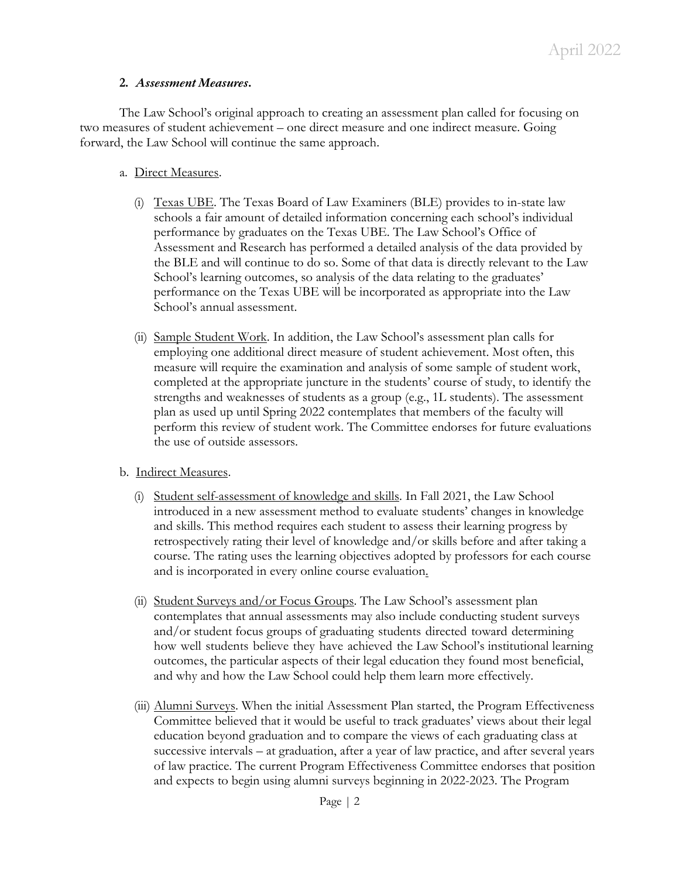### 2. ***Assessment Measures***.

The Law School's original approach to creating an assessment plan called for focusing on two measures of student achievement – one direct measure and one indirect measure. Going forward, the Law School will continue the same approach.

a. Direct Measures.

(i) Texas UBE. The Texas Board of Law Examiners (BLE) provides to in-state law schools a fair amount of detailed information concerning each school's individual performance by graduates on the Texas UBE. The Law School's Office of Assessment and Research has performed a detailed analysis of the data provided by the BLE and will continue to do so. Some of that data is directly relevant to the Law School's learning outcomes, so analysis of the data relating to the graduates' performance on the Texas UBE will be incorporated as appropriate into the Law School's annual assessment.

(ii) Sample Student Work. In addition, the Law School's assessment plan calls for employing one additional direct measure of student achievement. Most often, this measure will require the examination and analysis of some sample of student work, completed at the appropriate juncture in the students' course of study, to identify the strengths and weaknesses of students as a group (e.g., 1L students). The assessment plan as used up until Spring 2022 contemplates that members of the faculty will perform this review of student work. The Committee endorses for future evaluations the use of outside assessors.

b. Indirect Measures.

(i) Student self-assessment of knowledge and skills. In Fall 2021, the Law School introduced in a new assessment method to evaluate students' changes in knowledge and skills. This method requires each student to assess their learning progress by retrospectively rating their level of knowledge and/or skills before and after taking a course. The rating uses the learning objectives adopted by professors for each course and is incorporated in every online course evaluation.

(ii) Student Surveys and/or Focus Groups. The Law School's assessment plan contemplates that annual assessments may also include conducting student surveys and/or student focus groups of graduating students directed toward determining how well students believe they have achieved the Law School's institutional learning outcomes, the particular aspects of their legal education they found most beneficial, and why and how the Law School could help them learn more effectively.

(iii) Alumni Surveys. When the initial Assessment Plan started, the Program Effectiveness Committee believed that it would be useful to track graduates' views about their legal education beyond graduation and to compare the views of each graduating class at successive intervals – at graduation, after a year of law practice, and after several years of law practice. The current Program Effectiveness Committee endorses that position and expects to begin using alumni surveys beginning in 2022-2023. The Program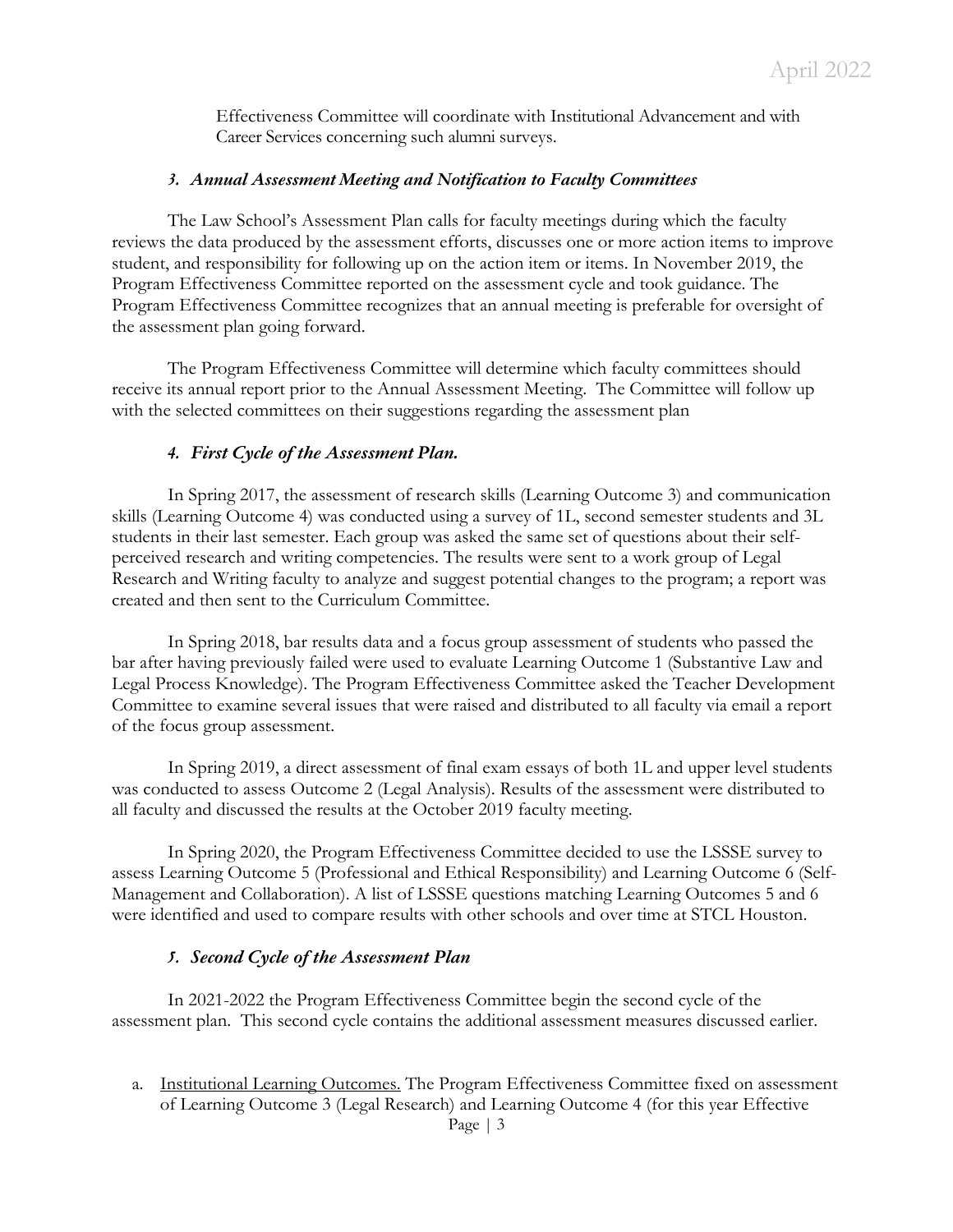Effectiveness Committee will coordinate with Institutional Advancement and with Career Services concerning such alumni surveys.

### *3. Annual Assessment Meeting and Notification to Faculty Committees*

The Law School's Assessment Plan calls for faculty meetings during which the faculty reviews the data produced by the assessment efforts, discusses one or more action items to improve student, and responsibility for following up on the action item or items. In November 2019, the Program Effectiveness Committee reported on the assessment cycle and took guidance. The Program Effectiveness Committee recognizes that an annual meeting is preferable for oversight of the assessment plan going forward.

The Program Effectiveness Committee will determine which faculty committees should receive its annual report prior to the Annual Assessment Meeting. The Committee will follow up with the selected committees on their suggestions regarding the assessment plan

### *4. First Cycle of the Assessment Plan.*

In Spring 2017, the assessment of research skills (Learning Outcome 3) and communication skills (Learning Outcome 4) was conducted using a survey of 1L, second semester students and 3L students in their last semester. Each group was asked the same set of questions about their self-perceived research and writing competencies. The results were sent to a work group of Legal Research and Writing faculty to analyze and suggest potential changes to the program; a report was created and then sent to the Curriculum Committee.

In Spring 2018, bar results data and a focus group assessment of students who passed the bar after having previously failed were used to evaluate Learning Outcome 1 (Substantive Law and Legal Process Knowledge). The Program Effectiveness Committee asked the Teacher Development Committee to examine several issues that were raised and distributed to all faculty via email a report of the focus group assessment.

In Spring 2019, a direct assessment of final exam essays of both 1L and upper level students was conducted to assess Outcome 2 (Legal Analysis). Results of the assessment were distributed to all faculty and discussed the results at the October 2019 faculty meeting.

In Spring 2020, the Program Effectiveness Committee decided to use the LSSSE survey to assess Learning Outcome 5 (Professional and Ethical Responsibility) and Learning Outcome 6 (Self-Management and Collaboration). A list of LSSSE questions matching Learning Outcomes 5 and 6 were identified and used to compare results with other schools and over time at STCL Houston.

### *5. Second Cycle of the Assessment Plan*

In 2021-2022 the Program Effectiveness Committee begin the second cycle of the assessment plan. This second cycle contains the additional assessment measures discussed earlier.

a. Institutional Learning Outcomes. The Program Effectiveness Committee fixed on assessment of Learning Outcome 3 (Legal Research) and Learning Outcome 4 (for this year Effective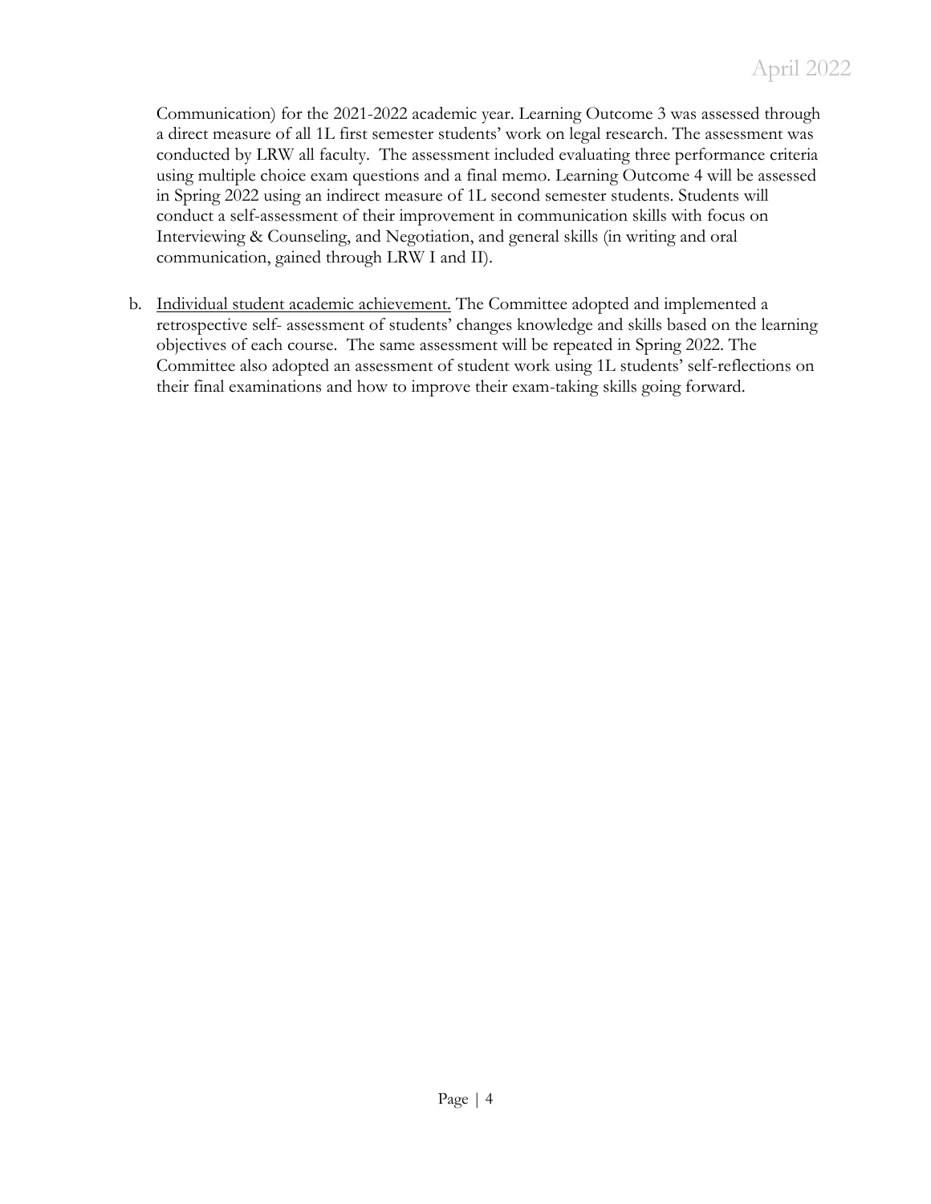Communication) for the 2021-2022 academic year. Learning Outcome 3 was assessed through a direct measure of all 1L first semester students' work on legal research. The assessment was conducted by LRW all faculty. The assessment included evaluating three performance criteria using multiple choice exam questions and a final memo. Learning Outcome 4 will be assessed in Spring 2022 using an indirect measure of 1L second semester students. Students will conduct a self-assessment of their improvement in communication skills with focus on Interviewing & Counseling, and Negotiation, and general skills (in writing and oral communication, gained through LRW I and II).

b. <u>Individual student academic achievement.</u> The Committee adopted and implemented a retrospective self- assessment of students' changes knowledge and skills based on the learning objectives of each course. The same assessment will be repeated in Spring 2022. The Committee also adopted an assessment of student work using 1L students' self-reflections on their final examinations and how to improve their exam-taking skills going forward.